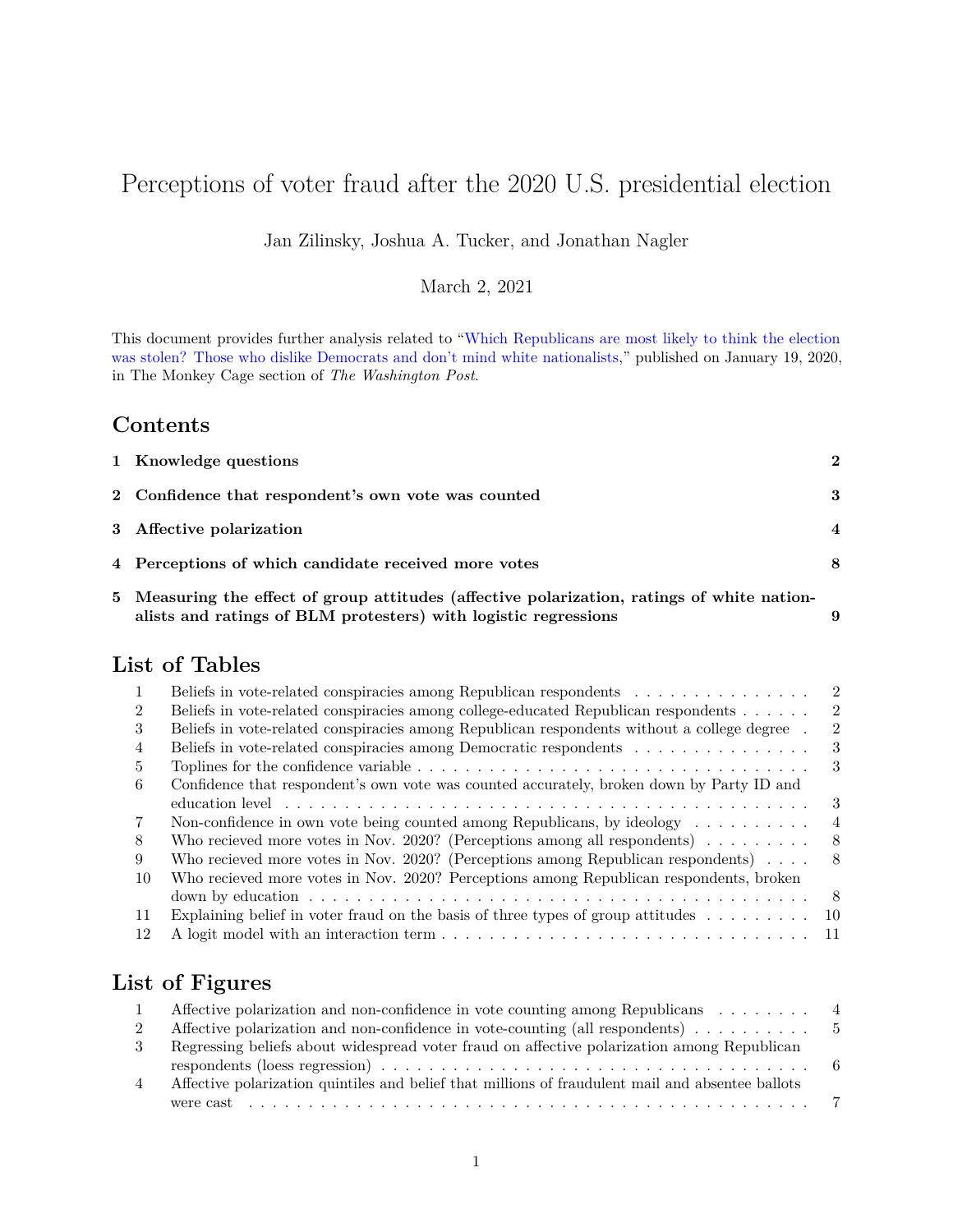# Perceptions of voter fraud after the 2020 U.S. presidential election

Jan Zilinsky, Joshua A. Tucker, and Jonathan Nagler

March 2, 2021

This document provides further analysis related to "Which Republicans are most likely to think the election was stolen? Those who dislike Democrats and don't mind white nationalists," published on January 19, 2020, in The Monkey Cage section of *The Washington Post*.

## Contents

| | | |
|---|---|---|
| **1** | **Knowledge questions** | **2** |
| **2** | **Confidence that respondent's own vote was counted** | **3** |
| **3** | **Affective polarization** | **4** |
| **4** | **Perceptions of which candidate received more votes** | **8** |
| **5** | **Measuring the effect of group attitudes (affective polarization, ratings of white nationalists and ratings of BLM protesters) with logistic regressions** | **9** |

## List of Tables

| | | |
|---|---|---|
| 1 | Beliefs in vote-related conspiracies among Republican respondents | 2 |
| 2 | Beliefs in vote-related conspiracies among college-educated Republican respondents | 2 |
| 3 | Beliefs in vote-related conspiracies among Republican respondents without a college degree | 2 |
| 4 | Beliefs in vote-related conspiracies among Democratic respondents | 3 |
| 5 | Toplines for the confidence variable | 3 |
| 6 | Confidence that respondent's own vote was counted accurately, broken down by Party ID and education level | 3 |
| 7 | Non-confidence in own vote being counted among Republicans, by ideology | 4 |
| 8 | Who recieved more votes in Nov. 2020? (Perceptions among all respondents) | 8 |
| 9 | Who recieved more votes in Nov. 2020? (Perceptions among Republican respondents) | 8 |
| 10 | Who recieved more votes in Nov. 2020? Perceptions among Republican respondents, broken down by education | 8 |
| 11 | Explaining belief in voter fraud on the basis of three types of group attitudes | 10 |
| 12 | A logit model with an interaction term | 11 |

## List of Figures

| | | |
|---|---|---|
| 1 | Affective polarization and non-confidence in vote counting among Republicans | 4 |
| 2 | Affective polarization and non-confidence in vote-counting (all respondents) | 5 |
| 3 | Regressing beliefs about widespread voter fraud on affective polarization among Republican respondents (loess regression) | 6 |
| 4 | Affective polarization quintiles and belief that millions of fraudulent mail and absentee ballots were cast | 7 |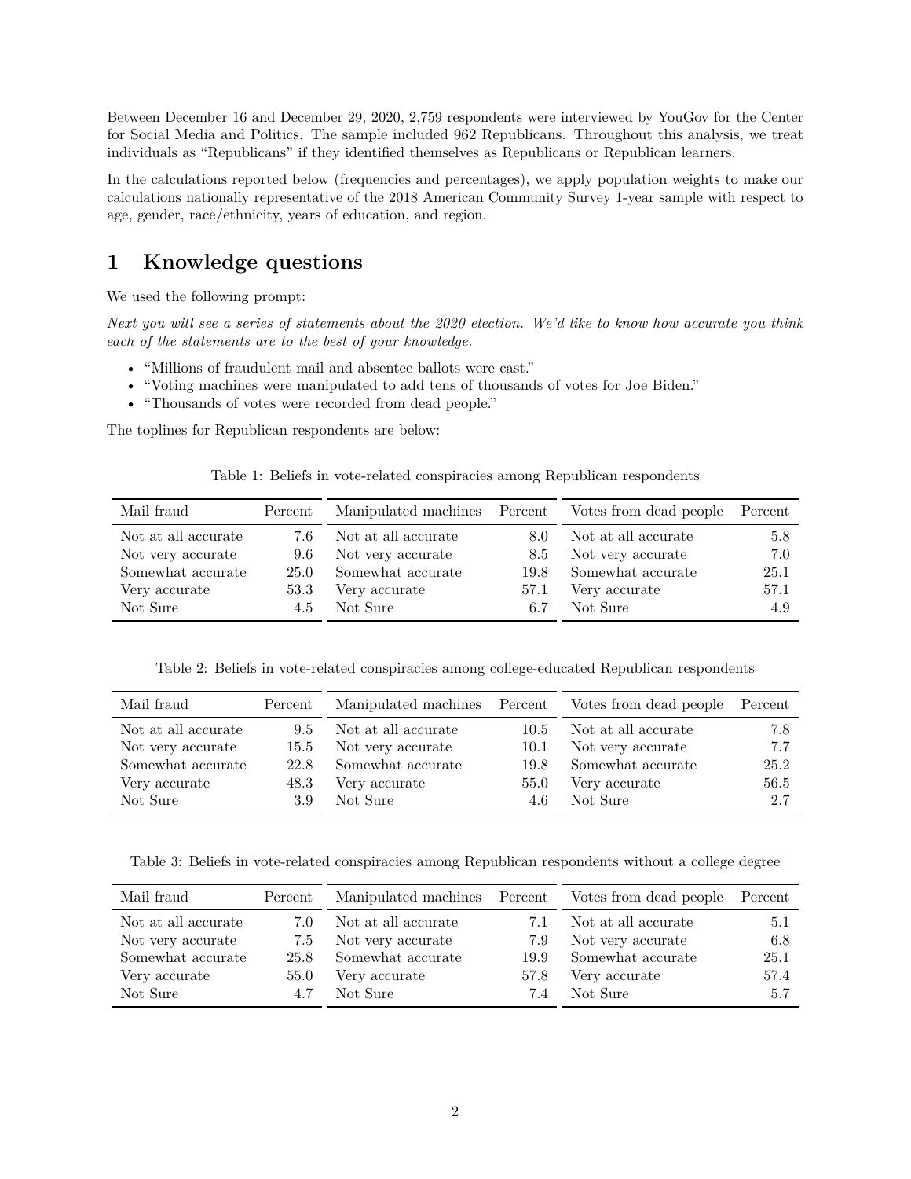Between December 16 and December 29, 2020, 2,759 respondents were interviewed by YouGov for the Center for Social Media and Politics. The sample included 962 Republicans. Throughout this analysis, we treat individuals as "Republicans" if they identified themselves as Republicans or Republican learners.

In the calculations reported below (frequencies and percentages), we apply population weights to make our calculations nationally representative of the 2018 American Community Survey 1-year sample with respect to age, gender, race/ethnicity, years of education, and region.

# 1 Knowledge questions

We used the following prompt:

*Next you will see a series of statements about the 2020 election. We'd like to know how accurate you think each of the statements are to the best of your knowledge.*

- "Millions of fraudulent mail and absentee ballots were cast."
- "Voting machines were manipulated to add tens of thousands of votes for Joe Biden."
- "Thousands of votes were recorded from dead people."

The toplines for Republican respondents are below:

Table 1: Beliefs in vote-related conspiracies among Republican respondents

| Mail fraud | Percent | Manipulated machines | Percent | Votes from dead people | Percent |
|---|---|---|---|---|---|
| Not at all accurate | 7.6 | Not at all accurate | 8.0 | Not at all accurate | 5.8 |
| Not very accurate | 9.6 | Not very accurate | 8.5 | Not very accurate | 7.0 |
| Somewhat accurate | 25.0 | Somewhat accurate | 19.8 | Somewhat accurate | 25.1 |
| Very accurate | 53.3 | Very accurate | 57.1 | Very accurate | 57.1 |
| Not Sure | 4.5 | Not Sure | 6.7 | Not Sure | 4.9 |

Table 2: Beliefs in vote-related conspiracies among college-educated Republican respondents

| Mail fraud | Percent | Manipulated machines | Percent | Votes from dead people | Percent |
|---|---|---|---|---|---|
| Not at all accurate | 9.5 | Not at all accurate | 10.5 | Not at all accurate | 7.8 |
| Not very accurate | 15.5 | Not very accurate | 10.1 | Not very accurate | 7.7 |
| Somewhat accurate | 22.8 | Somewhat accurate | 19.8 | Somewhat accurate | 25.2 |
| Very accurate | 48.3 | Very accurate | 55.0 | Very accurate | 56.5 |
| Not Sure | 3.9 | Not Sure | 4.6 | Not Sure | 2.7 |

Table 3: Beliefs in vote-related conspiracies among Republican respondents without a college degree

| Mail fraud | Percent | Manipulated machines | Percent | Votes from dead people | Percent |
|---|---|---|---|---|---|
| Not at all accurate | 7.0 | Not at all accurate | 7.1 | Not at all accurate | 5.1 |
| Not very accurate | 7.5 | Not very accurate | 7.9 | Not very accurate | 6.8 |
| Somewhat accurate | 25.8 | Somewhat accurate | 19.9 | Somewhat accurate | 25.1 |
| Very accurate | 55.0 | Very accurate | 57.8 | Very accurate | 57.4 |
| Not Sure | 4.7 | Not Sure | 7.4 | Not Sure | 5.7 |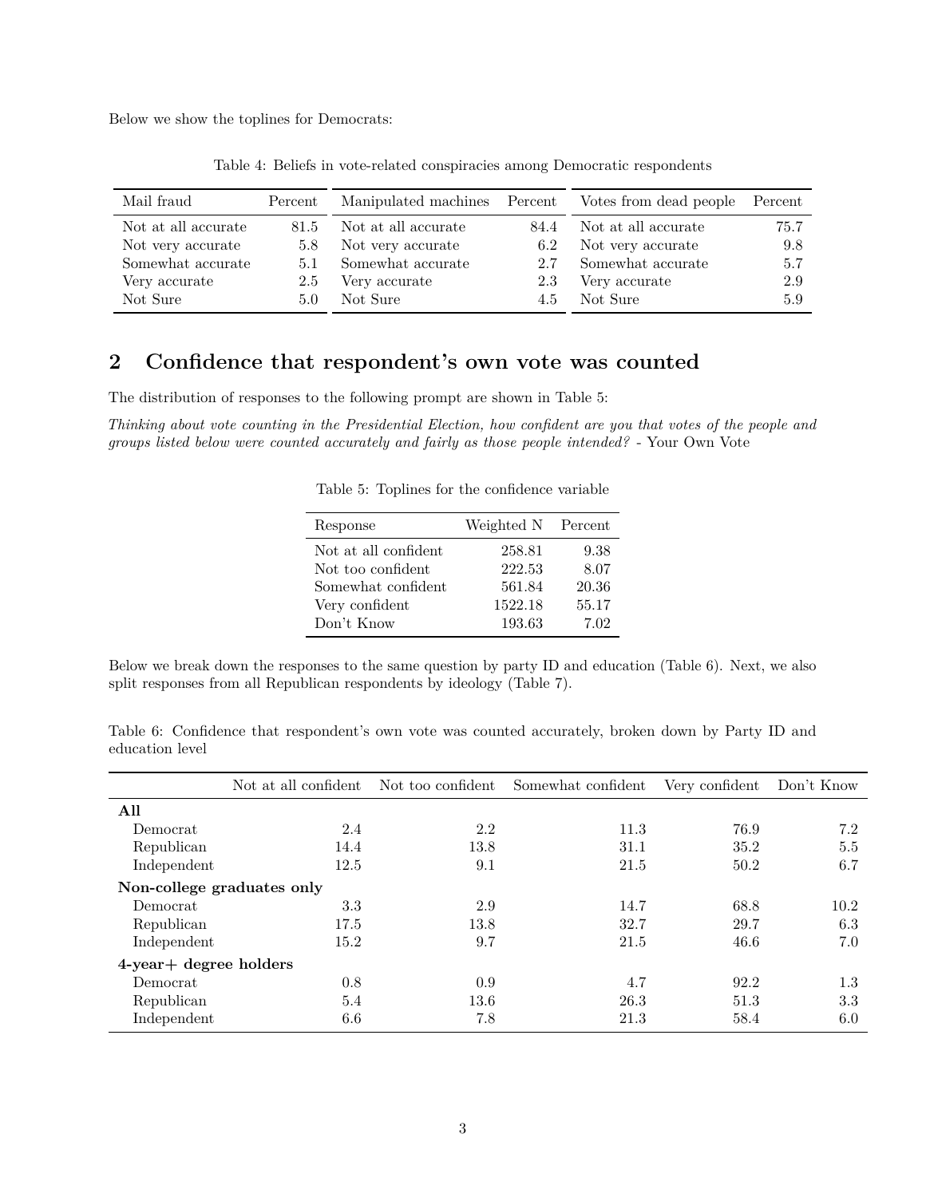Below we show the toplines for Democrats:

Table 4: Beliefs in vote-related conspiracies among Democratic respondents

| Mail fraud | Percent | Manipulated machines | Percent | Votes from dead people | Percent |
|---|---|---|---|---|---|
| Not at all accurate | 81.5 | Not at all accurate | 84.4 | Not at all accurate | 75.7 |
| Not very accurate | 5.8 | Not very accurate | 6.2 | Not very accurate | 9.8 |
| Somewhat accurate | 5.1 | Somewhat accurate | 2.7 | Somewhat accurate | 5.7 |
| Very accurate | 2.5 | Very accurate | 2.3 | Very accurate | 2.9 |
| Not Sure | 5.0 | Not Sure | 4.5 | Not Sure | 5.9 |

## 2 Confidence that respondent's own vote was counted

The distribution of responses to the following prompt are shown in Table 5:

*Thinking about vote counting in the Presidential Election, how confident are you that votes of the people and groups listed below were counted accurately and fairly as those people intended?* - Your Own Vote

Table 5: Toplines for the confidence variable

| Response | Weighted N | Percent |
|---|---|---|
| Not at all confident | 258.81 | 9.38 |
| Not too confident | 222.53 | 8.07 |
| Somewhat confident | 561.84 | 20.36 |
| Very confident | 1522.18 | 55.17 |
| Don't Know | 193.63 | 7.02 |

Below we break down the responses to the same question by party ID and education (Table 6). Next, we also split responses from all Republican respondents by ideology (Table 7).

Table 6: Confidence that respondent's own vote was counted accurately, broken down by Party ID and education level

| | Not at all confident | Not too confident | Somewhat confident | Very confident | Don't Know |
|---|---|---|---|---|---|
| **All** | | | | | |
| Democrat | 2.4 | 2.2 | 11.3 | 76.9 | 7.2 |
| Republican | 14.4 | 13.8 | 31.1 | 35.2 | 5.5 |
| Independent | 12.5 | 9.1 | 21.5 | 50.2 | 6.7 |
| **Non-college graduates only** | | | | | |
| Democrat | 3.3 | 2.9 | 14.7 | 68.8 | 10.2 |
| Republican | 17.5 | 13.8 | 32.7 | 29.7 | 6.3 |
| Independent | 15.2 | 9.7 | 21.5 | 46.6 | 7.0 |
| **4-year+ degree holders** | | | | | |
| Democrat | 0.8 | 0.9 | 4.7 | 92.2 | 1.3 |
| Republican | 5.4 | 13.6 | 26.3 | 51.3 | 3.3 |
| Independent | 6.6 | 7.8 | 21.3 | 58.4 | 6.0 |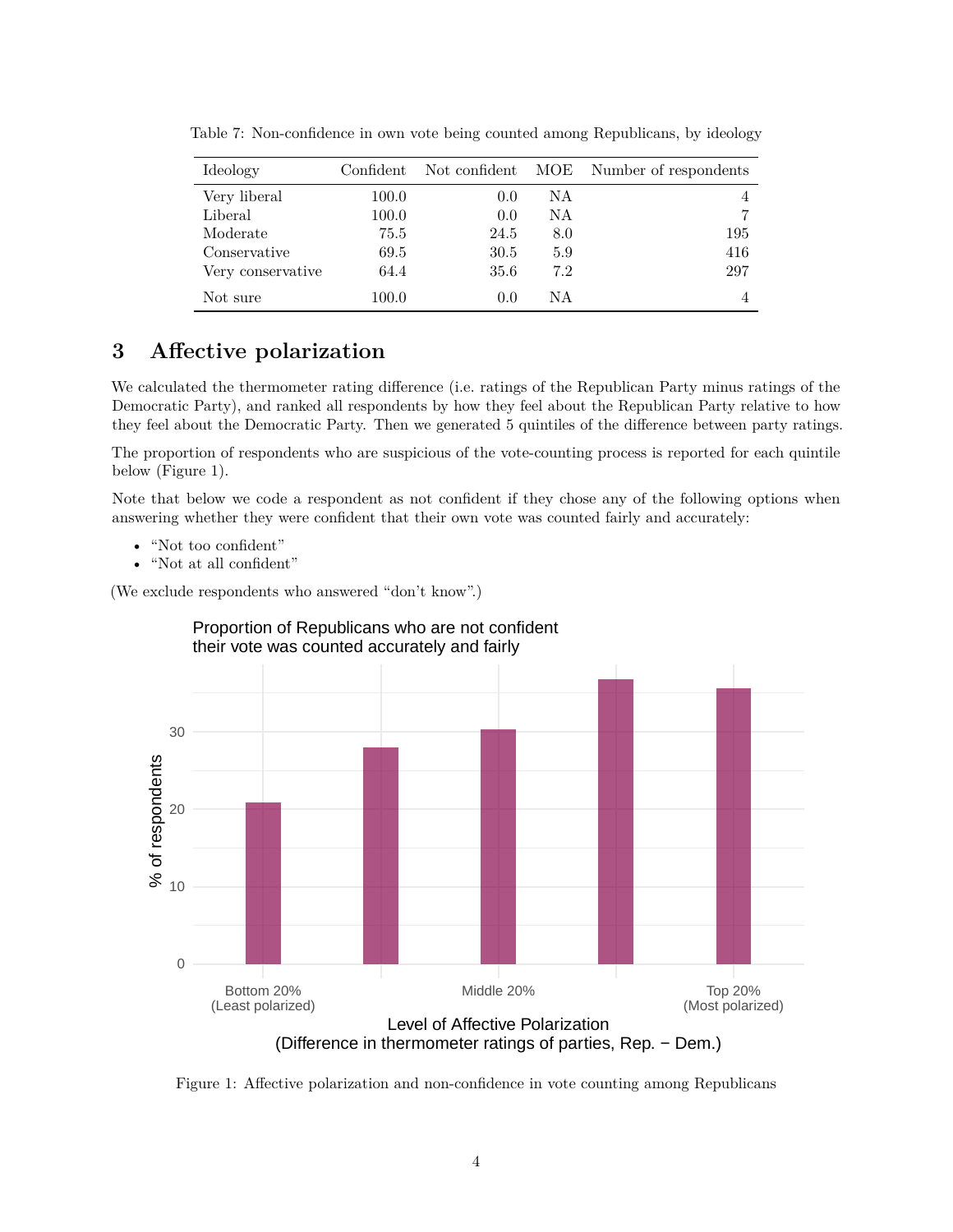Table 7: Non-confidence in own vote being counted among Republicans, by ideology

| Ideology | Confident | Not confident | MOE | Number of respondents |
|---|---|---|---|---|
| Very liberal | 100.0 | 0.0 | NA | 4 |
| Liberal | 100.0 | 0.0 | NA | 7 |
| Moderate | 75.5 | 24.5 | 8.0 | 195 |
| Conservative | 69.5 | 30.5 | 5.9 | 416 |
| Very conservative | 64.4 | 35.6 | 7.2 | 297 |
| Not sure | 100.0 | 0.0 | NA | 4 |

## 3 Affective polarization

We calculated the thermometer rating difference (i.e. ratings of the Republican Party minus ratings of the Democratic Party), and ranked all respondents by how they feel about the Republican Party relative to how they feel about the Democratic Party. Then we generated 5 quintiles of the difference between party ratings.

The proportion of respondents who are suspicious of the vote-counting process is reported for each quintile below (Figure 1).

Note that below we code a respondent as not confident if they chose any of the following options when answering whether they were confident that their own vote was counted fairly and accurately:

- "Not too confident"
- "Not at all confident"

(We exclude respondents who answered "don't know".)

Figure 1: Affective polarization and non-confidence in vote counting among Republicans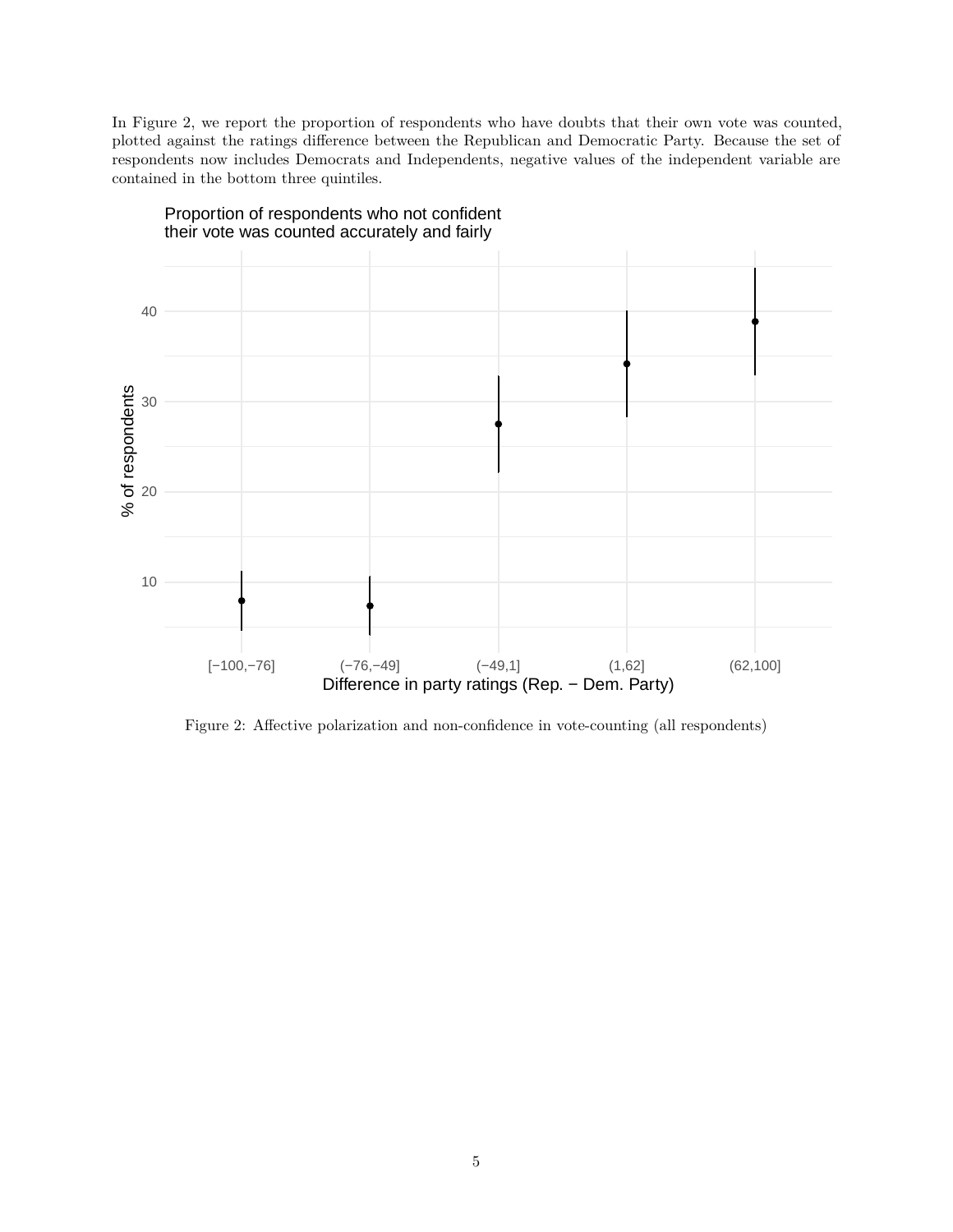In Figure 2, we report the proportion of respondents who have doubts that their own vote was counted, plotted against the ratings difference between the Republican and Democratic Party. Because the set of respondents now includes Democrats and Independents, negative values of the independent variable are contained in the bottom three quintiles.

Figure 2: Affective polarization and non-confidence in vote-counting (all respondents)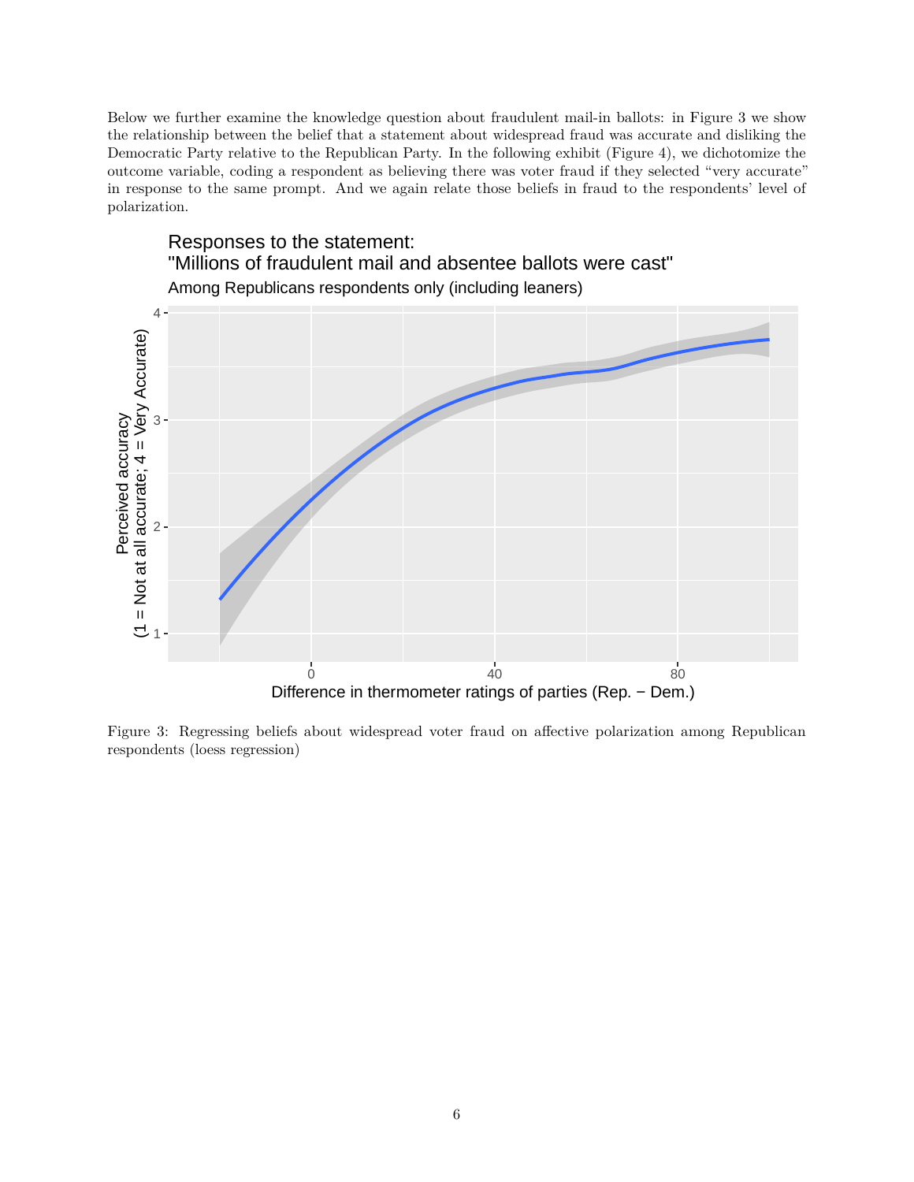Below we further examine the knowledge question about fraudulent mail-in ballots: in Figure 3 we show the relationship between the belief that a statement about widespread fraud was accurate and disliking the Democratic Party relative to the Republican Party. In the following exhibit (Figure 4), we dichotomize the outcome variable, coding a respondent as believing there was voter fraud if they selected "very accurate" in response to the same prompt. And we again relate those beliefs in fraud to the respondents' level of polarization.

Figure 3: Regressing beliefs about widespread voter fraud on affective polarization among Republican respondents (loess regression)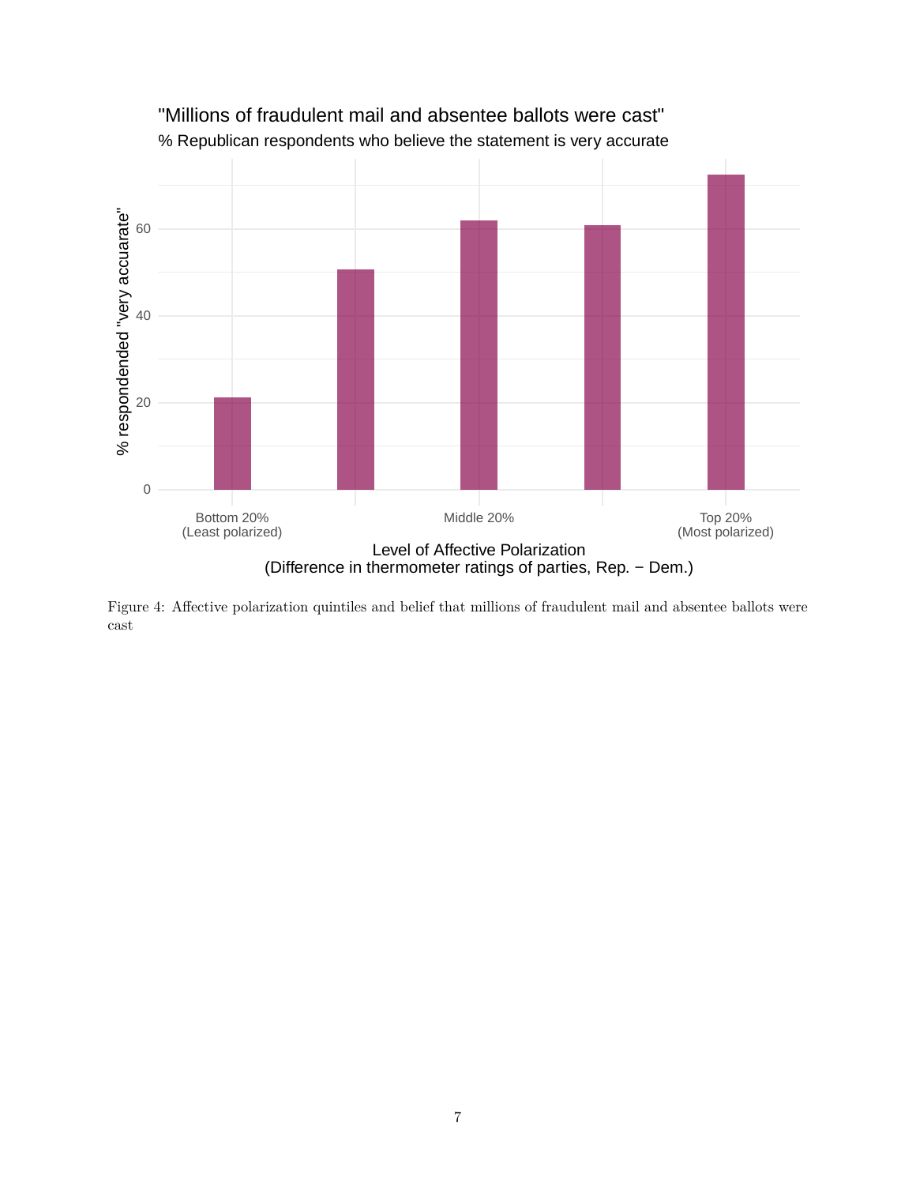Figure 4: Affective polarization quintiles and belief that millions of fraudulent mail and absentee ballots were cast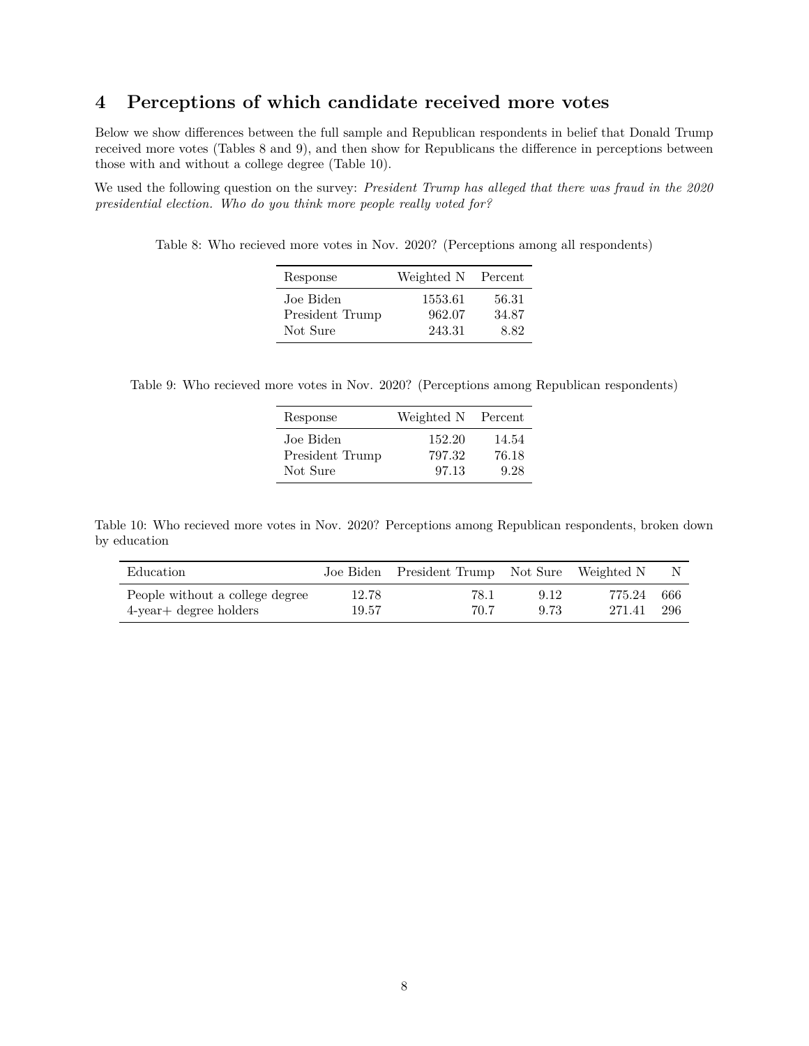## 4 Perceptions of which candidate received more votes

Below we show differences between the full sample and Republican respondents in belief that Donald Trump received more votes (Tables 8 and 9), and then show for Republicans the difference in perceptions between those with and without a college degree (Table 10).

We used the following question on the survey: *President Trump has alleged that there was fraud in the 2020 presidential election. Who do you think more people really voted for?*

Table 8: Who recieved more votes in Nov. 2020? (Perceptions among all respondents)

| Response | Weighted N | Percent |
|---|---|---|
| Joe Biden | 1553.61 | 56.31 |
| President Trump | 962.07 | 34.87 |
| Not Sure | 243.31 | 8.82 |

Table 9: Who recieved more votes in Nov. 2020? (Perceptions among Republican respondents)

| Response | Weighted N | Percent |
|---|---|---|
| Joe Biden | 152.20 | 14.54 |
| President Trump | 797.32 | 76.18 |
| Not Sure | 97.13 | 9.28 |

Table 10: Who recieved more votes in Nov. 2020? Perceptions among Republican respondents, broken down by education

| Education | Joe Biden | President Trump | Not Sure | Weighted N | N |
|---|---|---|---|---|---|
| People without a college degree | 12.78 | 78.1 | 9.12 | 775.24 | 666 |
| 4-year+ degree holders | 19.57 | 70.7 | 9.73 | 271.41 | 296 |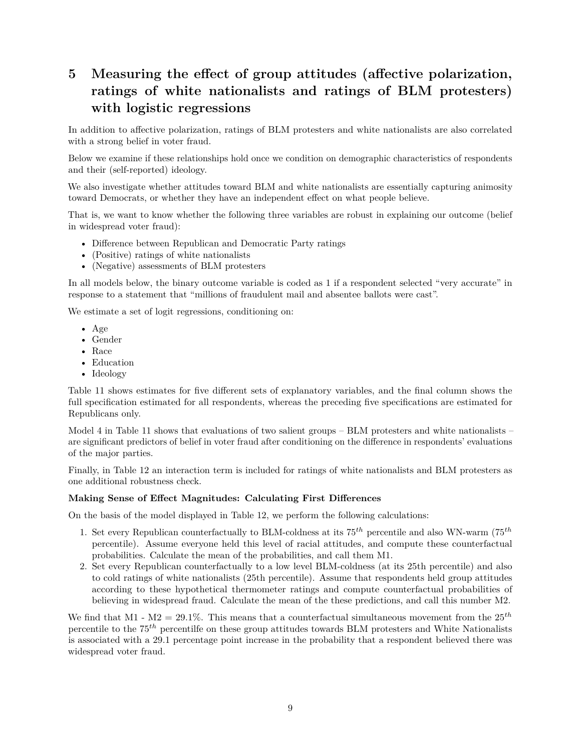# 5 Measuring the effect of group attitudes (affective polarization, ratings of white nationalists and ratings of BLM protesters) with logistic regressions

In addition to affective polarization, ratings of BLM protesters and white nationalists are also correlated with a strong belief in voter fraud.

Below we examine if these relationships hold once we condition on demographic characteristics of respondents and their (self-reported) ideology.

We also investigate whether attitudes toward BLM and white nationalists are essentially capturing animosity toward Democrats, or whether they have an independent effect on what people believe.

That is, we want to know whether the following three variables are robust in explaining our outcome (belief in widespread voter fraud):

- Difference between Republican and Democratic Party ratings
- (Positive) ratings of white nationalists
- (Negative) assessments of BLM protesters

In all models below, the binary outcome variable is coded as 1 if a respondent selected "very accurate" in response to a statement that "millions of fraudulent mail and absentee ballots were cast".

We estimate a set of logit regressions, conditioning on:

- Age
- Gender
- Race
- Education
- Ideology

Table 11 shows estimates for five different sets of explanatory variables, and the final column shows the full specification estimated for all respondents, whereas the preceding five specifications are estimated for Republicans only.

Model 4 in Table 11 shows that evaluations of two salient groups – BLM protesters and white nationalists – are significant predictors of belief in voter fraud after conditioning on the difference in respondents' evaluations of the major parties.

Finally, in Table 12 an interaction term is included for ratings of white nationalists and BLM protesters as one additional robustness check.

**Making Sense of Effect Magnitudes: Calculating First Differences**

On the basis of the model displayed in Table 12, we perform the following calculations:

1. Set every Republican counterfactually to BLM-coldness at its $75^{th}$ percentile and also WN-warm ($75^{th}$ percentile). Assume everyone held this level of racial attitudes, and compute these counterfactual probabilities. Calculate the mean of the probabilities, and call them M1.
2. Set every Republican counterfactually to a low level BLM-coldness (at its 25th percentile) and also to cold ratings of white nationalists (25th percentile). Assume that respondents held group attitudes according to these hypothetical thermometer ratings and compute counterfactual probabilities of believing in widespread fraud. Calculate the mean of the these predictions, and call this number M2.

We find that M1 - M2 = 29.1%. This means that a counterfactual simultaneous movement from the $25^{th}$ percentile to the $75^{th}$ percentilfe on these group attitudes towards BLM protesters and White Nationalists is associated with a 29.1 percentage point increase in the probability that a respondent believed there was widespread voter fraud.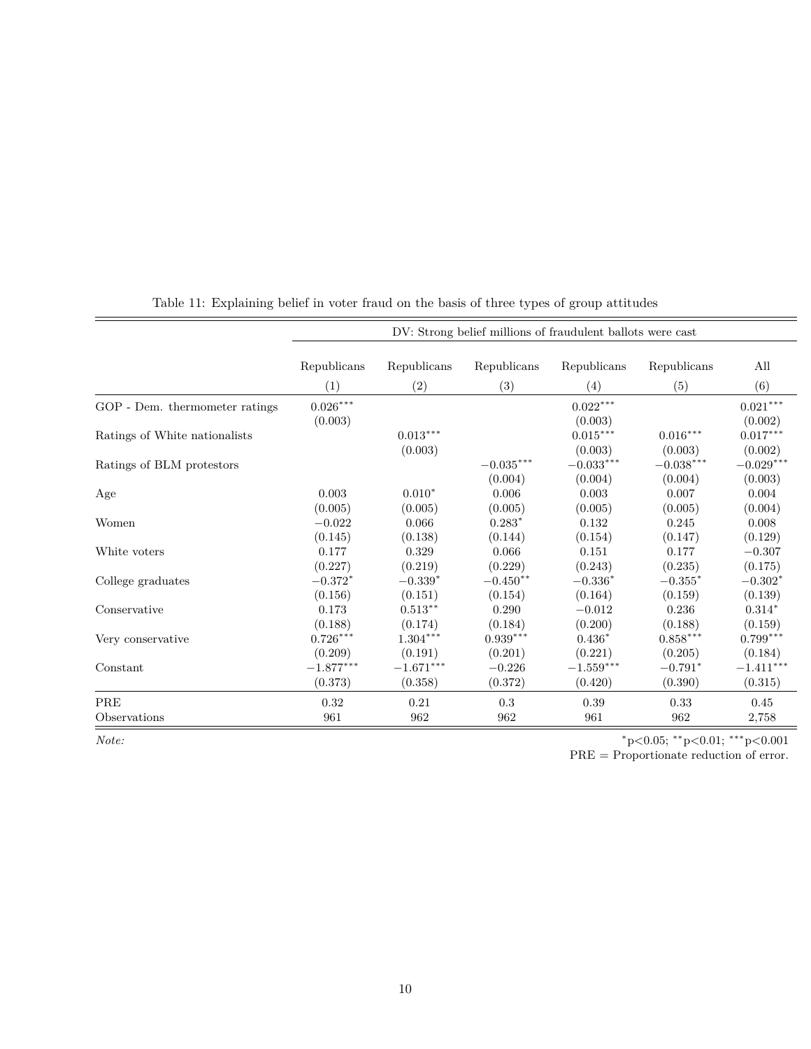Table 11: Explaining belief in voter fraud on the basis of three types of group attitudes

| | DV: Strong belief millions of fraudulent ballots were cast | | | | | |
|---|---|---|---|---|---|---|
| | Republicans | Republicans | Republicans | Republicans | Republicans | All |
| | (1) | (2) | (3) | (4) | (5) | (6) |
| GOP - Dem. thermometer ratings | $0.026^{***}$ | | | $0.022^{***}$ | | $0.021^{***}$ |
| | (0.003) | | | (0.003) | | (0.002) |
| Ratings of White nationalists | | $0.013^{***}$ | | $0.015^{***}$ | $0.016^{***}$ | $0.017^{***}$ |
| | | (0.003) | | (0.003) | (0.003) | (0.002) |
| Ratings of BLM protestors | | | $-0.035^{***}$ | $-0.033^{***}$ | $-0.038^{***}$ | $-0.029^{***}$ |
| | | | (0.004) | (0.004) | (0.004) | (0.003) |
| Age | 0.003 | $0.010^{*}$ | 0.006 | 0.003 | 0.007 | 0.004 |
| | (0.005) | (0.005) | (0.005) | (0.005) | (0.005) | (0.004) |
| Women | −0.022 | 0.066 | $0.283^{*}$ | 0.132 | 0.245 | 0.008 |
| | (0.145) | (0.138) | (0.144) | (0.154) | (0.147) | (0.129) |
| White voters | 0.177 | 0.329 | 0.066 | 0.151 | 0.177 | −0.307 |
| | (0.227) | (0.219) | (0.229) | (0.243) | (0.235) | (0.175) |
| College graduates | $-0.372^{*}$ | $-0.339^{*}$ | $-0.450^{**}$ | $-0.336^{*}$ | $-0.355^{*}$ | $-0.302^{*}$ |
| | (0.156) | (0.151) | (0.154) | (0.164) | (0.159) | (0.139) |
| Conservative | 0.173 | $0.513^{**}$ | 0.290 | −0.012 | 0.236 | $0.314^{*}$ |
| | (0.188) | (0.174) | (0.184) | (0.200) | (0.188) | (0.159) |
| Very conservative | $0.726^{***}$ | $1.304^{***}$ | $0.939^{***}$ | $0.436^{*}$ | $0.858^{***}$ | $0.799^{***}$ |
| | (0.209) | (0.191) | (0.201) | (0.221) | (0.205) | (0.184) |
| Constant | $-1.877^{***}$ | $-1.671^{***}$ | −0.226 | $-1.559^{***}$ | $-0.791^{*}$ | $-1.411^{***}$ |
| | (0.373) | (0.358) | (0.372) | (0.420) | (0.390) | (0.315) |
| PRE | 0.32 | 0.21 | 0.3 | 0.39 | 0.33 | 0.45 |
| Observations | 961 | 962 | 962 | 961 | 962 | 2,758 |

*Note:* $^{*}$p<0.05; $^{**}$p<0.01; $^{***}$p<0.001

PRE = Proportionate reduction of error.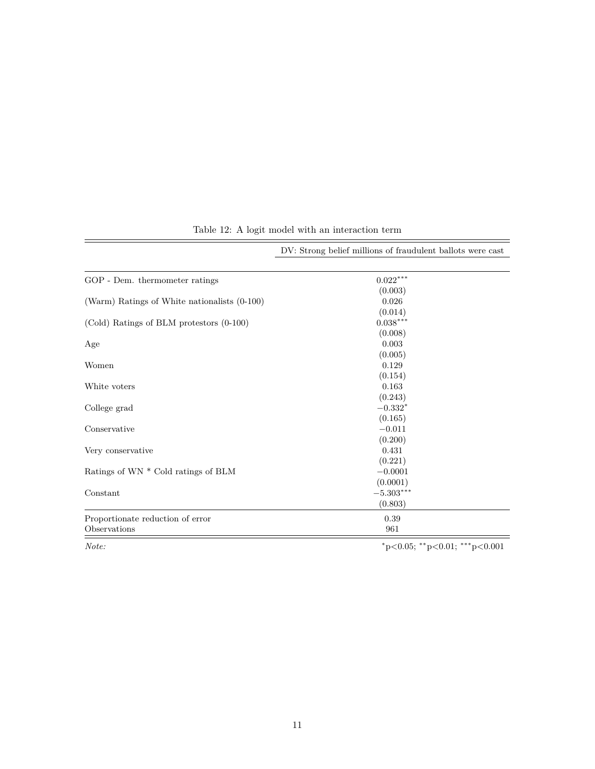Table 12: A logit model with an interaction term

| | DV: Strong belief millions of fraudulent ballots were cast |
|---|---|
| GOP - Dem. thermometer ratings | $0.022^{***}$ |
| | (0.003) |
| (Warm) Ratings of White nationalists (0-100) | 0.026 |
| | (0.014) |
| (Cold) Ratings of BLM protestors (0-100) | $0.038^{***}$ |
| | (0.008) |
| Age | 0.003 |
| | (0.005) |
| Women | 0.129 |
| | (0.154) |
| White voters | 0.163 |
| | (0.243) |
| College grad | $-0.332^{*}$ |
| | (0.165) |
| Conservative | $-0.011$ |
| | (0.200) |
| Very conservative | 0.431 |
| | (0.221) |
| Ratings of WN * Cold ratings of BLM | $-0.0001$ |
| | (0.0001) |
| Constant | $-5.303^{***}$ |
| | (0.803) |
| Proportionate reduction of error | 0.39 |
| Observations | 961 |
| *Note:* | $^{*}p<0.05$; $^{**}p<0.01$; $^{***}p<0.001$ |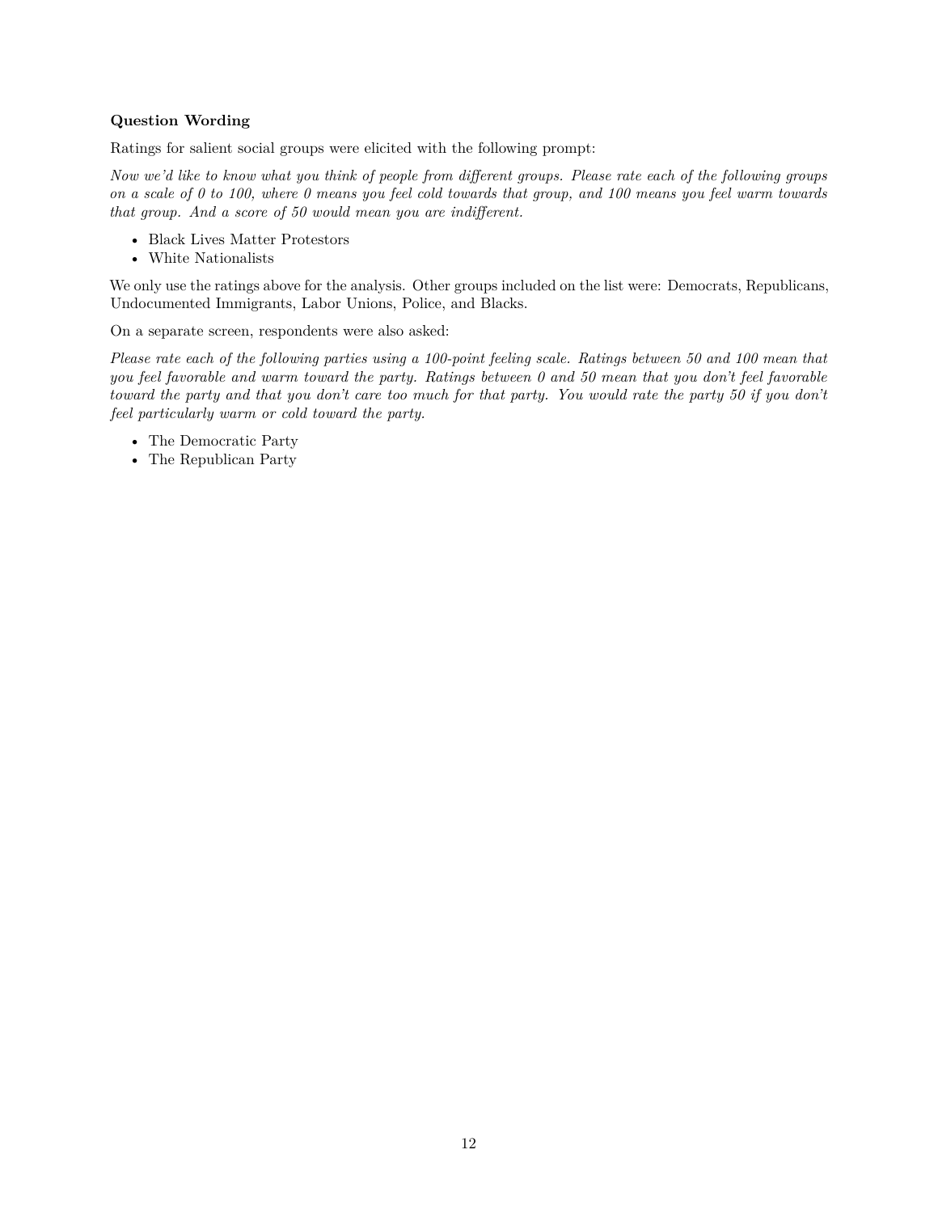**Question Wording**

Ratings for salient social groups were elicited with the following prompt:

*Now we'd like to know what you think of people from different groups. Please rate each of the following groups on a scale of 0 to 100, where 0 means you feel cold towards that group, and 100 means you feel warm towards that group. And a score of 50 would mean you are indifferent.*

- Black Lives Matter Protestors
- White Nationalists

We only use the ratings above for the analysis. Other groups included on the list were: Democrats, Republicans, Undocumented Immigrants, Labor Unions, Police, and Blacks.

On a separate screen, respondents were also asked:

*Please rate each of the following parties using a 100-point feeling scale. Ratings between 50 and 100 mean that you feel favorable and warm toward the party. Ratings between 0 and 50 mean that you don't feel favorable toward the party and that you don't care too much for that party. You would rate the party 50 if you don't feel particularly warm or cold toward the party.*

- The Democratic Party
- The Republican Party